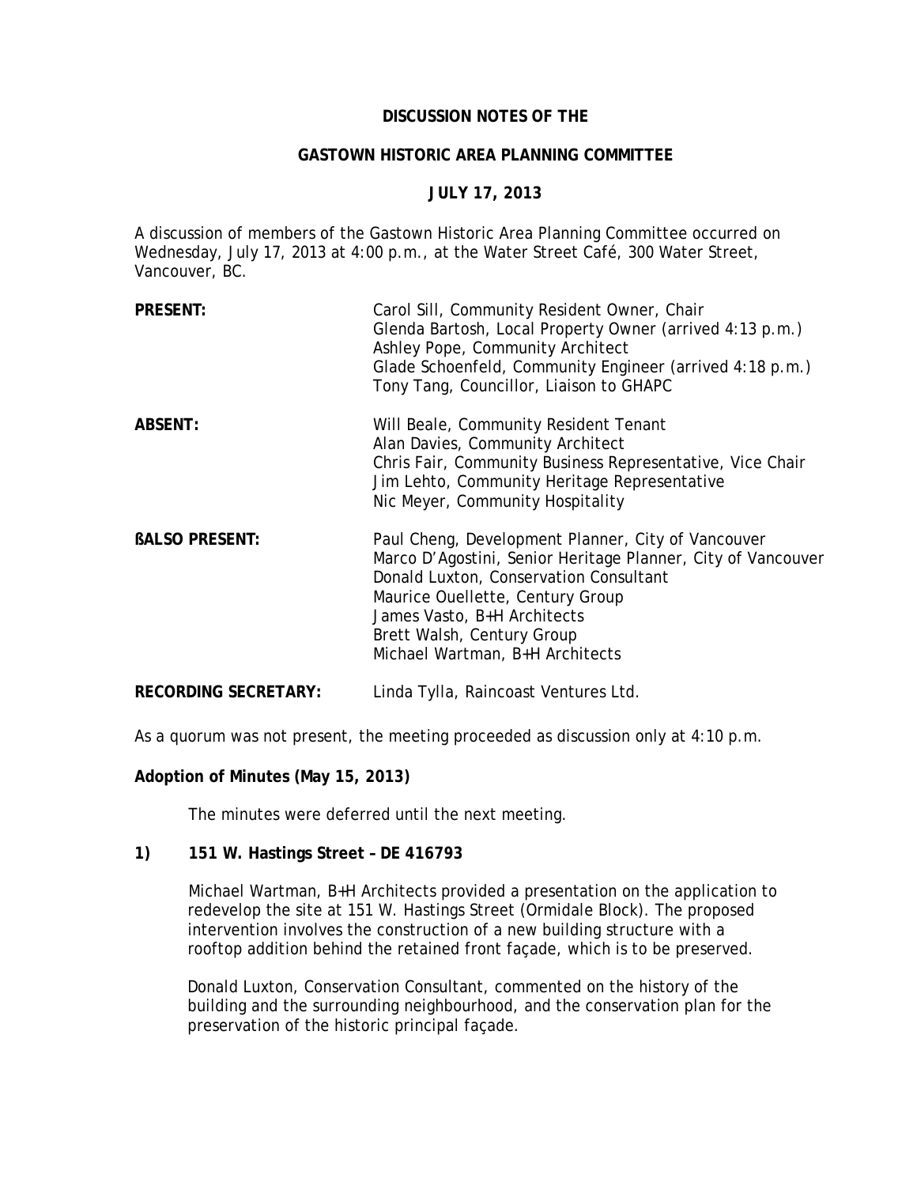**DISCUSSION NOTES OF THE**

**GASTOWN HISTORIC AREA PLANNING COMMITTEE**

**JULY 17, 2013**

A discussion of members of the Gastown Historic Area Planning Committee occurred on Wednesday, July 17, 2013 at 4:00 p.m., at the Water Street Café, 300 Water Street, Vancouver, BC.

| | |
|---|---|
| **PRESENT:** | Carol Sill, Community Resident Owner, Chair<br>Glenda Bartosh, Local Property Owner (arrived 4:13 p.m.)<br>Ashley Pope, Community Architect<br>Glade Schoenfeld, Community Engineer (arrived 4:18 p.m.)<br>Tony Tang, Councillor, Liaison to GHAPC |
| **ABSENT:** | Will Beale, Community Resident Tenant<br>Alan Davies, Community Architect<br>Chris Fair, Community Business Representative, Vice Chair<br>Jim Lehto, Community Heritage Representative<br>Nic Meyer, Community Hospitality |
| **ßALSO PRESENT:** | Paul Cheng, Development Planner, City of Vancouver<br>Marco D'Agostini, Senior Heritage Planner, City of Vancouver<br>Donald Luxton, Conservation Consultant<br>Maurice Ouellette, Century Group<br>James Vasto, B+H Architects<br>Brett Walsh, Century Group<br>Michael Wartman, B+H Architects |
| **RECORDING SECRETARY:** | Linda Tylla, Raincoast Ventures Ltd. |

As a quorum was not present, the meeting proceeded as discussion only at 4:10 p.m.

**Adoption of Minutes (May 15, 2013)**

The minutes were deferred until the next meeting.

**1) 151 W. Hastings Street – DE 416793**

Michael Wartman, B+H Architects provided a presentation on the application to redevelop the site at 151 W. Hastings Street (Ormidale Block). The proposed intervention involves the construction of a new building structure with a rooftop addition behind the retained front façade, which is to be preserved.

Donald Luxton, Conservation Consultant, commented on the history of the building and the surrounding neighbourhood, and the conservation plan for the preservation of the historic principal façade.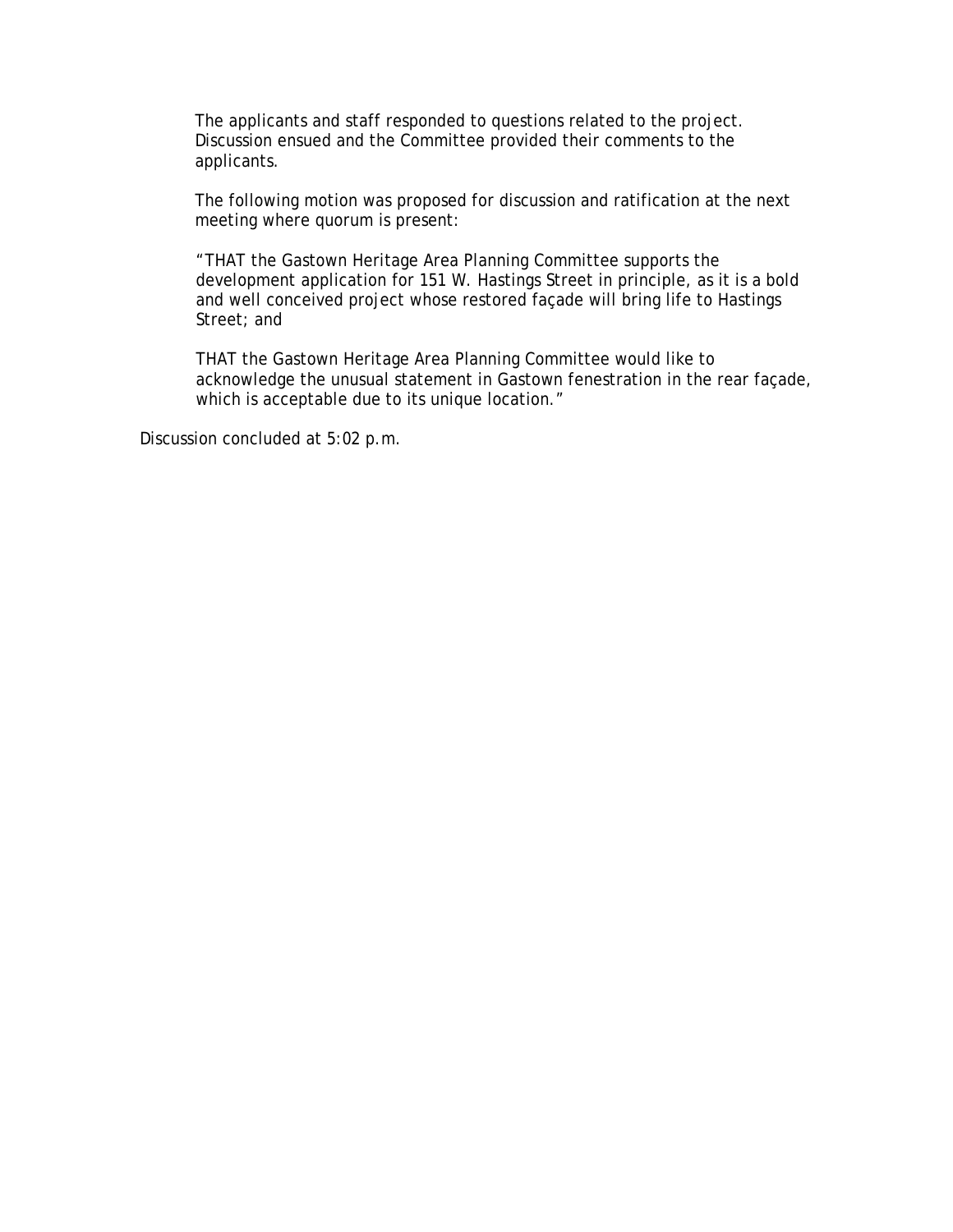The applicants and staff responded to questions related to the project. Discussion ensued and the Committee provided their comments to the applicants.

The following motion was proposed for discussion and ratification at the next meeting where quorum is present:

"THAT the Gastown Heritage Area Planning Committee supports the development application for 151 W. Hastings Street in principle, as it is a bold and well conceived project whose restored façade will bring life to Hastings Street; and

THAT the Gastown Heritage Area Planning Committee would like to acknowledge the unusual statement in Gastown fenestration in the rear façade, which is acceptable due to its unique location."

Discussion concluded at 5:02 p.m.